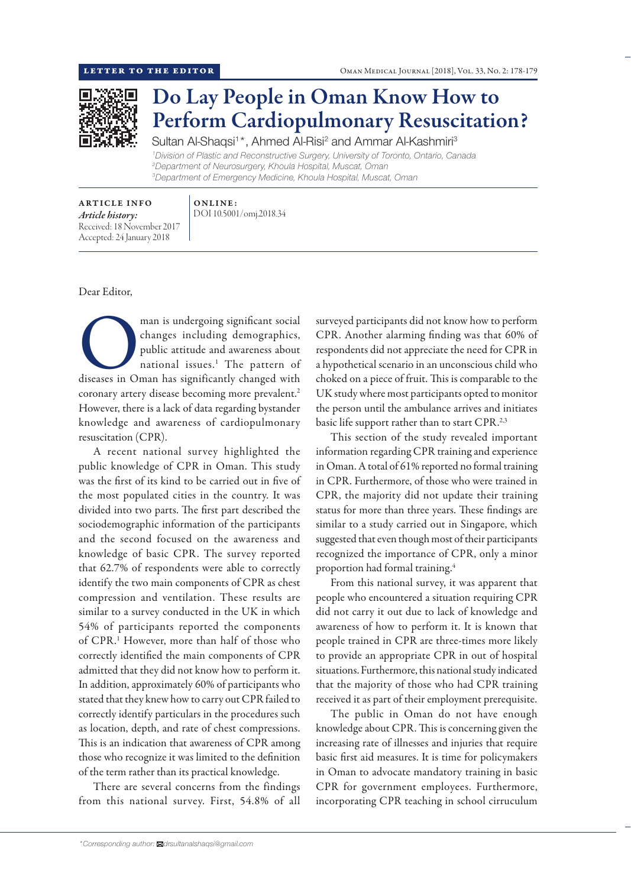LETTER TO THE EDITOR

# Do Lay People in Oman Know How to Perform Cardiopulmonary Resuscitation?

Sultan Al-Shaqsi[1]*, Ahmed Al-Risi[2] and Ammar Al-Kashmiri[3]

[1]*Division of Plastic and Reconstructive Surgery, University of Toronto, Ontario, Canada*
[2]*Department of Neurosurgery, Khoula Hospital, Muscat, Oman*
[3]*Department of Emergency Medicine, Khoula Hospital, Muscat, Oman*

**ARTICLE INFO**
*Article history:*
Received: 18 November 2017
Accepted: 24 January 2018

**ONLINE:**
DOI 10.5001/omj.2018.34

Dear Editor,

Oman is undergoing significant social changes including demographics, public attitude and awareness about national issues.[1] The pattern of diseases in Oman has significantly changed with coronary artery disease becoming more prevalent.[2] However, there is a lack of data regarding bystander knowledge and awareness of cardiopulmonary resuscitation (CPR).

A recent national survey highlighted the public knowledge of CPR in Oman. This study was the first of its kind to be carried out in five of the most populated cities in the country. It was divided into two parts. The first part described the sociodemographic information of the participants and the second focused on the awareness and knowledge of basic CPR. The survey reported that 62.7% of respondents were able to correctly identify the two main components of CPR as chest compression and ventilation. These results are similar to a survey conducted in the UK in which 54% of participants reported the components of CPR.[1] However, more than half of those who correctly identified the main components of CPR admitted that they did not know how to perform it. In addition, approximately 60% of participants who stated that they knew how to carry out CPR failed to correctly identify particulars in the procedures such as location, depth, and rate of chest compressions. This is an indication that awareness of CPR among those who recognize it was limited to the definition of the term rather than its practical knowledge.

There are several concerns from the findings from this national survey. First, 54.8% of all surveyed participants did not know how to perform CPR. Another alarming finding was that 60% of respondents did not appreciate the need for CPR in a hypothetical scenario in an unconscious child who choked on a piece of fruit. This is comparable to the UK study where most participants opted to monitor the person until the ambulance arrives and initiates basic life support rather than to start CPR.[2,3]

This section of the study revealed important information regarding CPR training and experience in Oman. A total of 61% reported no formal training in CPR. Furthermore, of those who were trained in CPR, the majority did not update their training status for more than three years. These findings are similar to a study carried out in Singapore, which suggested that even though most of their participants recognized the importance of CPR, only a minor proportion had formal training.[4]

From this national survey, it was apparent that people who encountered a situation requiring CPR did not carry it out due to lack of knowledge and awareness of how to perform it. It is known that people trained in CPR are three-times more likely to provide an appropriate CPR in out of hospital situations. Furthermore, this national study indicated that the majority of those who had CPR training received it as part of their employment prerequisite.

The public in Oman do not have enough knowledge about CPR. This is concerning given the increasing rate of illnesses and injuries that require basic first aid measures. It is time for policymakers in Oman to advocate mandatory training in basic CPR for government employees. Furthermore, incorporating CPR teaching in school cirruculum

*Corresponding author: drsultanalshaqsi@gmail.com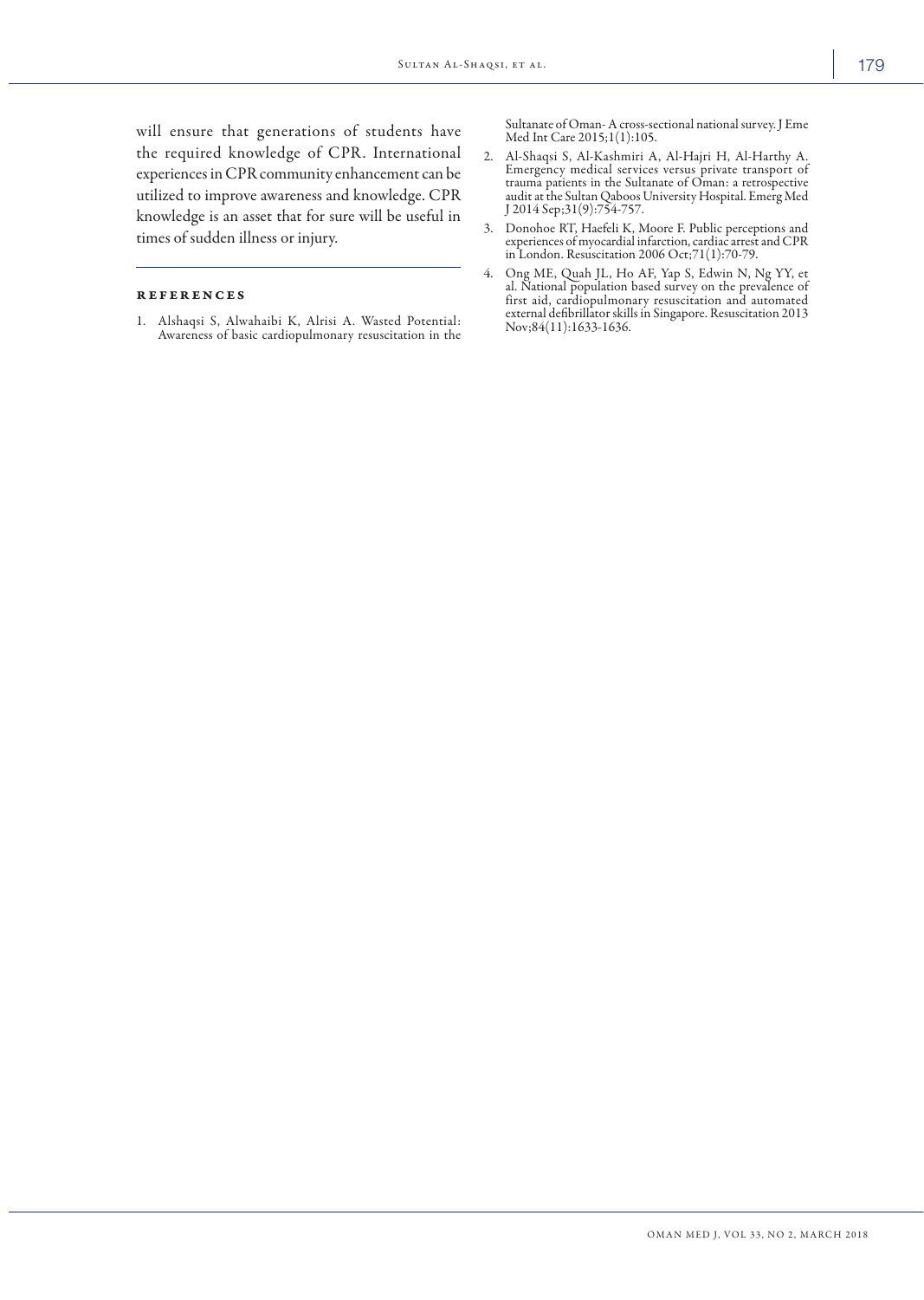will ensure that generations of students have the required knowledge of CPR. International experiences in CPR community enhancement can be utilized to improve awareness and knowledge. CPR knowledge is an asset that for sure will be useful in times of sudden illness or injury.

## References

1. Alshaqsi S, Alwahaibi K, Alrisi A. Wasted Potential: Awareness of basic cardiopulmonary resuscitation in the Sultanate of Oman- A cross-sectional national survey. J Eme Med Int Care 2015;1(1):105.
2. Al-Shaqsi S, Al-Kashmiri A, Al-Hajri H, Al-Harthy A. Emergency medical services versus private transport of trauma patients in the Sultanate of Oman: a retrospective audit at the Sultan Qaboos University Hospital. Emerg Med J 2014 Sep;31(9):754-757.
3. Donohoe RT, Haefeli K, Moore F. Public perceptions and experiences of myocardial infarction, cardiac arrest and CPR in London. Resuscitation 2006 Oct;71(1):70-79.
4. Ong ME, Quah JL, Ho AF, Yap S, Edwin N, Ng YY, et al. National population based survey on the prevalence of first aid, cardiopulmonary resuscitation and automated external defibrillator skills in Singapore. Resuscitation 2013 Nov;84(11):1633-1636.